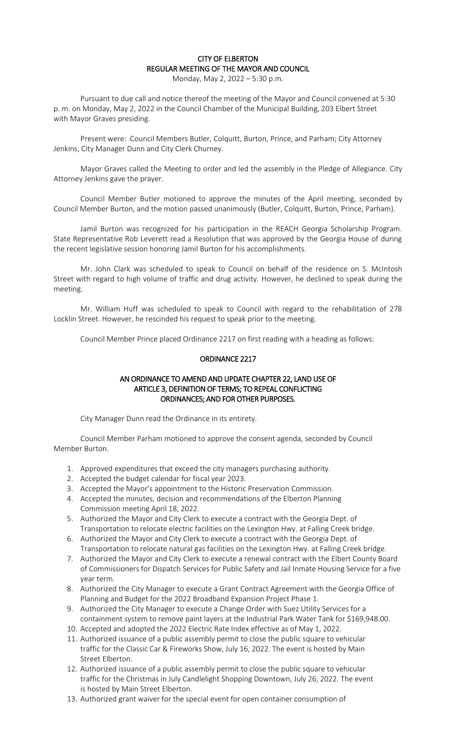# CITY OF ELBERTON
## REGULAR MEETING OF THE MAYOR AND COUNCIL

Monday, May 2, 2022 – 5:30 p.m.

Pursuant to due call and notice thereof the meeting of the Mayor and Council convened at 5:30 p. m. on Monday, May 2, 2022 in the Council Chamber of the Municipal Building, 203 Elbert Street with Mayor Graves presiding.

Present were: Council Members Butler, Colquitt, Burton, Prince, and Parham; City Attorney Jenkins, City Manager Dunn and City Clerk Churney.

Mayor Graves called the Meeting to order and led the assembly in the Pledge of Allegiance. City Attorney Jenkins gave the prayer.

Council Member Butler motioned to approve the minutes of the April meeting, seconded by Council Member Burton, and the motion passed unanimously (Butler, Colquitt, Burton, Prince, Parham).

Jamil Burton was recognized for his participation in the REACH Georgia Scholarship Program. State Representative Rob Leverett read a Resolution that was approved by the Georgia House of during the recent legislative session honoring Jamil Burton for his accomplishments.

Mr. John Clark was scheduled to speak to Council on behalf of the residence on S. McIntosh Street with regard to high volume of traffic and drug activity. However, he declined to speak during the meeting.

Mr. William Huff was scheduled to speak to Council with regard to the rehabilitation of 278 Locklin Street. However, he rescinded his request to speak prior to the meeting.

Council Member Prince placed Ordinance 2217 on first reading with a heading as follows:

### ORDINANCE 2217

### AN ORDINANCE TO AMEND AND UPDATE CHAPTER 22, LAND USE OF ARTICLE 3, DEFINITION OF TERMS; TO REPEAL CONFLICTING ORDINANCES; AND FOR OTHER PURPOSES.

City Manager Dunn read the Ordinance in its entirety.

Council Member Parham motioned to approve the consent agenda, seconded by Council Member Burton.

1. Approved expenditures that exceed the city managers purchasing authority.
2. Accepted the budget calendar for fiscal year 2023.
3. Accepted the Mayor's appointment to the Historic Preservation Commission.
4. Accepted the minutes, decision and recommendations of the Elberton Planning Commission meeting April 18, 2022.
5. Authorized the Mayor and City Clerk to execute a contract with the Georgia Dept. of Transportation to relocate electric facilities on the Lexington Hwy. at Falling Creek bridge.
6. Authorized the Mayor and City Clerk to execute a contract with the Georgia Dept. of Transportation to relocate natural gas facilities on the Lexington Hwy. at Falling Creek bridge.
7. Authorized the Mayor and City Clerk to execute a renewal contract with the Elbert County Board of Commissioners for Dispatch Services for Public Safety and Jail Inmate Housing Service for a five year term.
8. Authorized the City Manager to execute a Grant Contract Agreement with the Georgia Office of Planning and Budget for the 2022 Broadband Expansion Project Phase 1.
9. Authorized the City Manager to execute a Change Order with Suez Utility Services for a containment system to remove paint layers at the Industrial Park Water Tank for $169,948.00.
10. Accepted and adopted the 2022 Electric Rate Index effective as of May 1, 2022.
11. Authorized issuance of a public assembly permit to close the public square to vehicular traffic for the Classic Car & Fireworks Show, July 16, 2022. The event is hosted by Main Street Elberton.
12. Authorized issuance of a public assembly permit to close the public square to vehicular traffic for the Christmas in July Candlelight Shopping Downtown, July 26, 2022. The event is hosted by Main Street Elberton.
13. Authorized grant waiver for the special event for open container consumption of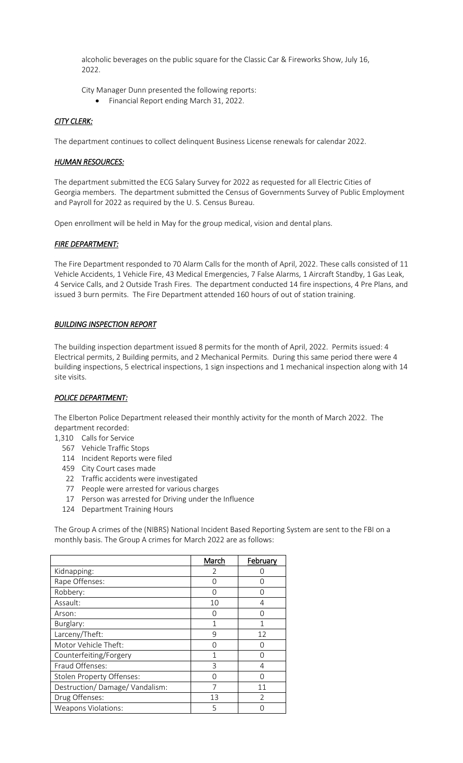alcoholic beverages on the public square for the Classic Car & Fireworks Show, July 16, 2022.

City Manager Dunn presented the following reports:

- Financial Report ending March 31, 2022.

### ***CITY CLERK:***

The department continues to collect delinquent Business License renewals for calendar 2022.

### ***HUMAN RESOURCES:***

The department submitted the ECG Salary Survey for 2022 as requested for all Electric Cities of Georgia members. The department submitted the Census of Governments Survey of Public Employment and Payroll for 2022 as required by the U. S. Census Bureau.

Open enrollment will be held in May for the group medical, vision and dental plans.

### ***FIRE DEPARTMENT:***

The Fire Department responded to 70 Alarm Calls for the month of April, 2022. These calls consisted of 11 Vehicle Accidents, 1 Vehicle Fire, 43 Medical Emergencies, 7 False Alarms, 1 Aircraft Standby, 1 Gas Leak, 4 Service Calls, and 2 Outside Trash Fires. The department conducted 14 fire inspections, 4 Pre Plans, and issued 3 burn permits. The Fire Department attended 160 hours of out of station training.

### ***BUILDING INSPECTION REPORT***

The building inspection department issued 8 permits for the month of April, 2022. Permits issued: 4 Electrical permits, 2 Building permits, and 2 Mechanical Permits. During this same period there were 4 building inspections, 5 electrical inspections, 1 sign inspections and 1 mechanical inspection along with 14 site visits.

### ***POLICE DEPARTMENT:***

The Elberton Police Department released their monthly activity for the month of March 2022. The department recorded:

- 1,310 Calls for Service
- 567 Vehicle Traffic Stops
- 114 Incident Reports were filed
- 459 City Court cases made
- 22 Traffic accidents were investigated
- 77 People were arrested for various charges
- 17 Person was arrested for Driving under the Influence
- 124 Department Training Hours

The Group A crimes of the (NIBRS) National Incident Based Reporting System are sent to the FBI on a monthly basis. The Group A crimes for March 2022 are as follows:

| | March | February |
|---|---|---|
| Kidnapping: | 2 | 0 |
| Rape Offenses: | 0 | 0 |
| Robbery: | 0 | 0 |
| Assault: | 10 | 4 |
| Arson: | 0 | 0 |
| Burglary: | 1 | 1 |
| Larceny/Theft: | 9 | 12 |
| Motor Vehicle Theft: | 0 | 0 |
| Counterfeiting/Forgery | 1 | 0 |
| Fraud Offenses: | 3 | 4 |
| Stolen Property Offenses: | 0 | 0 |
| Destruction/ Damage/ Vandalism: | 7 | 11 |
| Drug Offenses: | 13 | 2 |
| Weapons Violations: | 5 | 0 |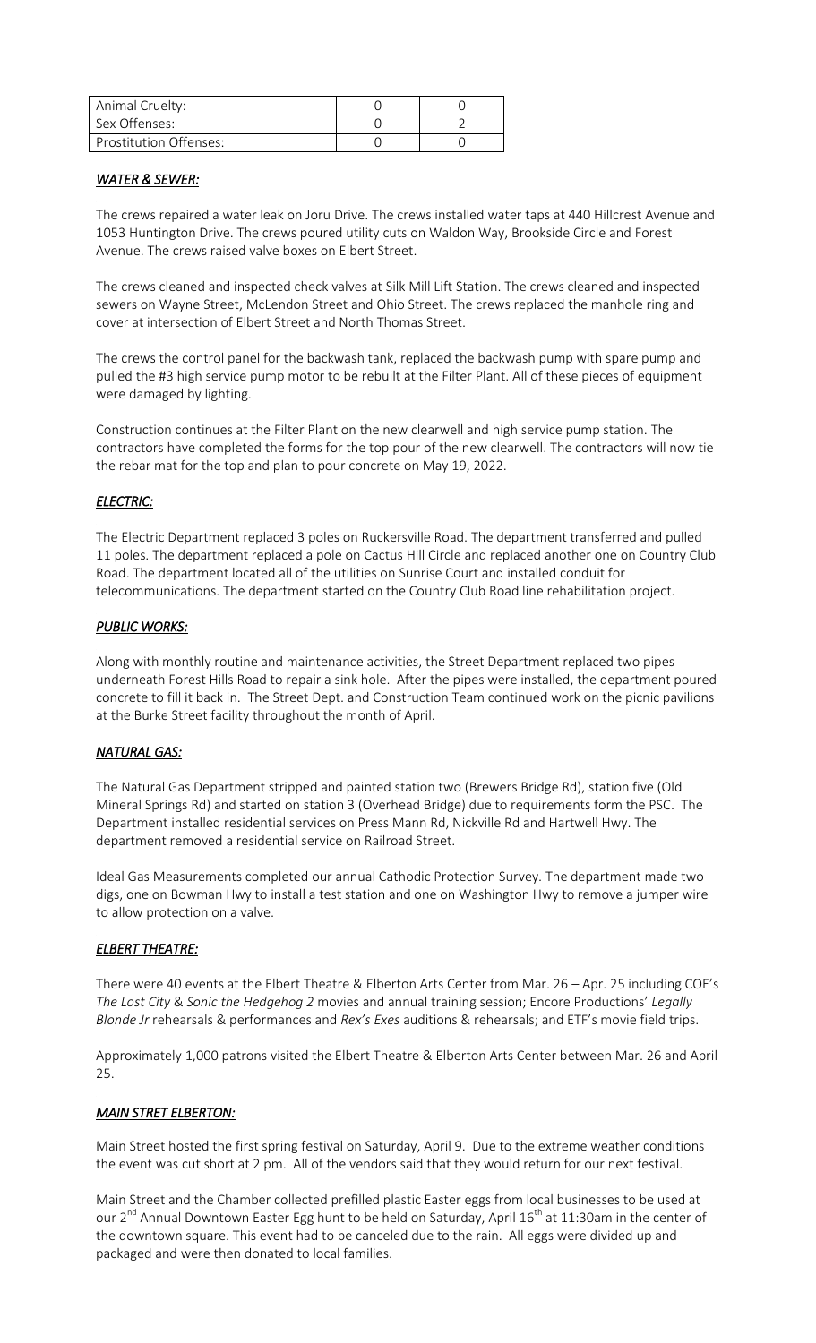| Animal Cruelty: | 0 | 0 |
|---|---|---|
| Sex Offenses: | 0 | 2 |
| Prostitution Offenses: | 0 | 0 |

### *WATER & SEWER:*

The crews repaired a water leak on Joru Drive. The crews installed water taps at 440 Hillcrest Avenue and 1053 Huntington Drive. The crews poured utility cuts on Waldon Way, Brookside Circle and Forest Avenue. The crews raised valve boxes on Elbert Street.

The crews cleaned and inspected check valves at Silk Mill Lift Station. The crews cleaned and inspected sewers on Wayne Street, McLendon Street and Ohio Street. The crews replaced the manhole ring and cover at intersection of Elbert Street and North Thomas Street.

The crews the control panel for the backwash tank, replaced the backwash pump with spare pump and pulled the #3 high service pump motor to be rebuilt at the Filter Plant. All of these pieces of equipment were damaged by lighting.

Construction continues at the Filter Plant on the new clearwell and high service pump station. The contractors have completed the forms for the top pour of the new clearwell. The contractors will now tie the rebar mat for the top and plan to pour concrete on May 19, 2022.

### *ELECTRIC:*

The Electric Department replaced 3 poles on Ruckersville Road. The department transferred and pulled 11 poles. The department replaced a pole on Cactus Hill Circle and replaced another one on Country Club Road. The department located all of the utilities on Sunrise Court and installed conduit for telecommunications. The department started on the Country Club Road line rehabilitation project.

### *PUBLIC WORKS:*

Along with monthly routine and maintenance activities, the Street Department replaced two pipes underneath Forest Hills Road to repair a sink hole. After the pipes were installed, the department poured concrete to fill it back in. The Street Dept. and Construction Team continued work on the picnic pavilions at the Burke Street facility throughout the month of April.

### *NATURAL GAS:*

The Natural Gas Department stripped and painted station two (Brewers Bridge Rd), station five (Old Mineral Springs Rd) and started on station 3 (Overhead Bridge) due to requirements form the PSC. The Department installed residential services on Press Mann Rd, Nickville Rd and Hartwell Hwy. The department removed a residential service on Railroad Street.

Ideal Gas Measurements completed our annual Cathodic Protection Survey. The department made two digs, one on Bowman Hwy to install a test station and one on Washington Hwy to remove a jumper wire to allow protection on a valve.

### *ELBERT THEATRE:*

There were 40 events at the Elbert Theatre & Elberton Arts Center from Mar. 26 – Apr. 25 including COE's *The Lost City* & *Sonic the Hedgehog 2* movies and annual training session; Encore Productions' *Legally Blonde Jr* rehearsals & performances and *Rex's Exes* auditions & rehearsals; and ETF's movie field trips.

Approximately 1,000 patrons visited the Elbert Theatre & Elberton Arts Center between Mar. 26 and April 25.

### *MAIN STRET ELBERTON:*

Main Street hosted the first spring festival on Saturday, April 9. Due to the extreme weather conditions the event was cut short at 2 pm. All of the vendors said that they would return for our next festival.

Main Street and the Chamber collected prefilled plastic Easter eggs from local businesses to be used at our 2nd Annual Downtown Easter Egg hunt to be held on Saturday, April 16th at 11:30am in the center of the downtown square. This event had to be canceled due to the rain. All eggs were divided up and packaged and were then donated to local families.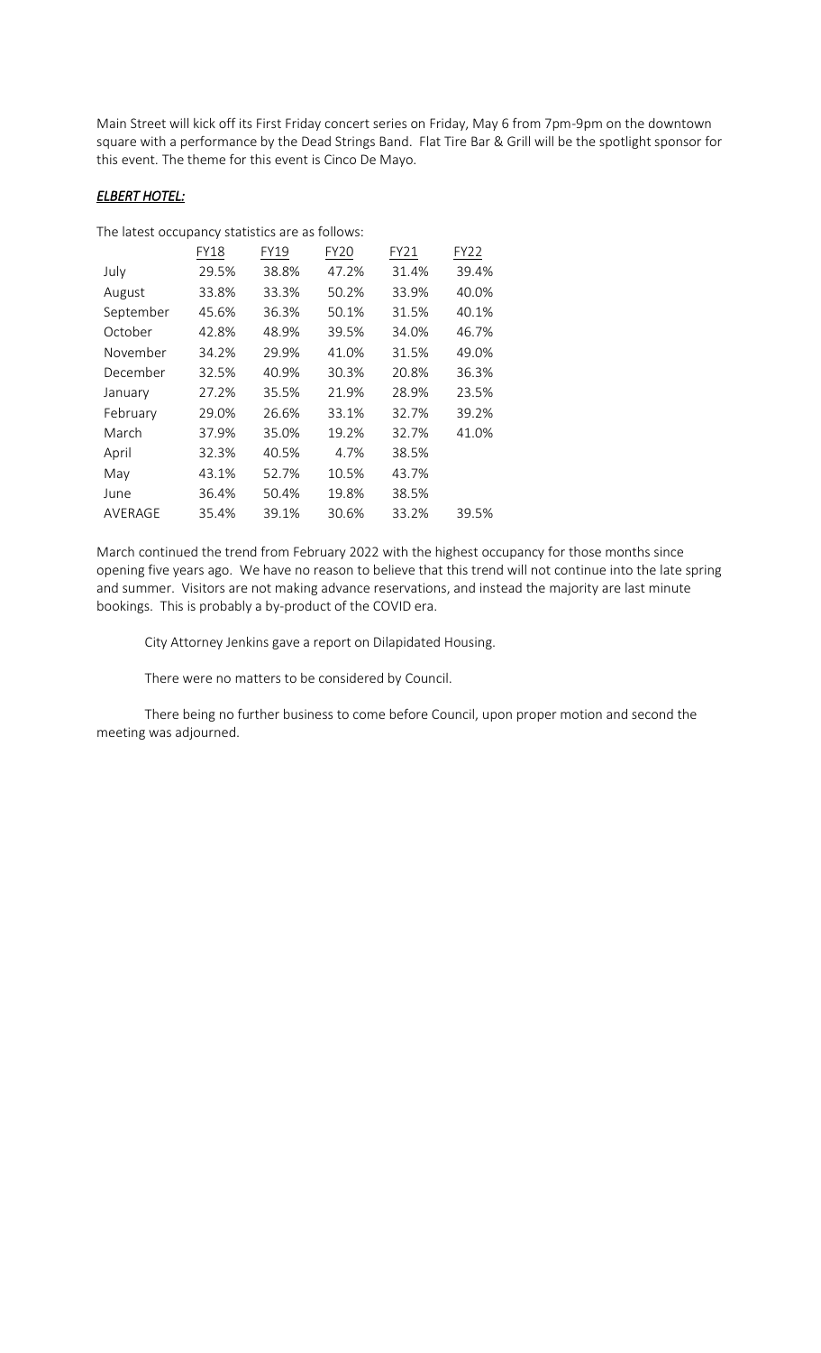Main Street will kick off its First Friday concert series on Friday, May 6 from 7pm-9pm on the downtown square with a performance by the Dead Strings Band. Flat Tire Bar & Grill will be the spotlight sponsor for this event. The theme for this event is Cinco De Mayo.

***ELBERT HOTEL:***

The latest occupancy statistics are as follows:

| | FY18 | FY19 | FY20 | FY21 | FY22 |
|---|---|---|---|---|---|
| July | 29.5% | 38.8% | 47.2% | 31.4% | 39.4% |
| August | 33.8% | 33.3% | 50.2% | 33.9% | 40.0% |
| September | 45.6% | 36.3% | 50.1% | 31.5% | 40.1% |
| October | 42.8% | 48.9% | 39.5% | 34.0% | 46.7% |
| November | 34.2% | 29.9% | 41.0% | 31.5% | 49.0% |
| December | 32.5% | 40.9% | 30.3% | 20.8% | 36.3% |
| January | 27.2% | 35.5% | 21.9% | 28.9% | 23.5% |
| February | 29.0% | 26.6% | 33.1% | 32.7% | 39.2% |
| March | 37.9% | 35.0% | 19.2% | 32.7% | 41.0% |
| April | 32.3% | 40.5% | 4.7% | 38.5% | |
| May | 43.1% | 52.7% | 10.5% | 43.7% | |
| June | 36.4% | 50.4% | 19.8% | 38.5% | |
| AVERAGE | 35.4% | 39.1% | 30.6% | 33.2% | 39.5% |

March continued the trend from February 2022 with the highest occupancy for those months since opening five years ago. We have no reason to believe that this trend will not continue into the late spring and summer. Visitors are not making advance reservations, and instead the majority are last minute bookings. This is probably a by-product of the COVID era.

City Attorney Jenkins gave a report on Dilapidated Housing.

There were no matters to be considered by Council.

There being no further business to come before Council, upon proper motion and second the meeting was adjourned.